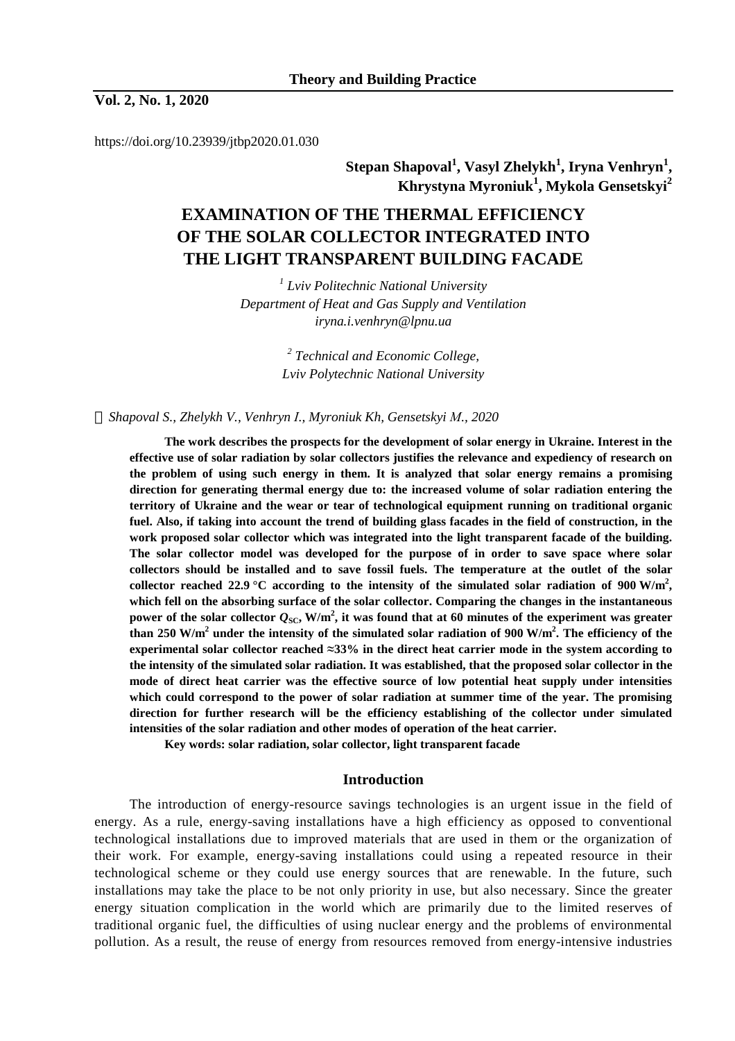https://doi.org/10.23939/jtbp2020.01.030

**Stepan Shapoval[1], Vasyl Zhelykh[1], Iryna Venhryn[1], Khrystyna Myroniuk[1], Mykola Gensetskyi[2]**

# EXAMINATION OF THE THERMAL EFFICIENCY OF THE SOLAR COLLECTOR INTEGRATED INTO THE LIGHT TRANSPARENT BUILDING FACADE

*[1] Lviv Politechnic National University*
*Department of Heat and Gas Supply and Ventilation*
*iryna.i.venhryn@lpnu.ua*

*[2] Technical and Economic College,*
*Lviv Polytechnic National University*

*© Shapoval S., Zhelykh V., Venhryn I., Myroniuk Kh, Gensetskyi M., 2020*

**The work describes the prospects for the development of solar energy in Ukraine. Interest in the effective use of solar radiation by solar collectors justifies the relevance and expediency of research on the problem of using such energy in them. It is analyzed that solar energy remains a promising direction for generating thermal energy due to: the increased volume of solar radiation entering the territory of Ukraine and the wear or tear of technological equipment running on traditional organic fuel. Also, if taking into account the trend of building glass facades in the field of construction, in the work proposed solar collector which was integrated into the light transparent facade of the building. The solar collector model was developed for the purpose of in order to save space where solar collectors should be installed and to save fossil fuels. The temperature at the outlet of the solar collector reached 22.9 °C according to the intensity of the simulated solar radiation of 900 W/m$^2$, which fell on the absorbing surface of the solar collector. Comparing the changes in the instantaneous power of the solar collector $Q_{SC}$, W/m$^2$, it was found that at 60 minutes of the experiment was greater than 250 W/m$^2$ under the intensity of the simulated solar radiation of 900 W/m$^2$. The efficiency of the experimental solar collector reached ≈33% in the direct heat carrier mode in the system according to the intensity of the simulated solar radiation. It was established, that the proposed solar collector in the mode of direct heat carrier was the effective source of low potential heat supply under intensities which could correspond to the power of solar radiation at summer time of the year. The promising direction for further research will be the efficiency establishing of the collector under simulated intensities of the solar radiation and other modes of operation of the heat carrier.**

**Key words: solar radiation, solar collector, light transparent facade**

## Introduction

The introduction of energy-resource savings technologies is an urgent issue in the field of energy. As a rule, energy-saving installations have a high efficiency as opposed to conventional technological installations due to improved materials that are used in them or the organization of their work. For example, energy-saving installations could using a repeated resource in their technological scheme or they could use energy sources that are renewable. In the future, such installations may take the place to be not only priority in use, but also necessary. Since the greater energy situation complication in the world which are primarily due to the limited reserves of traditional organic fuel, the difficulties of using nuclear energy and the problems of environmental pollution. As a result, the reuse of energy from resources removed from energy-intensive industries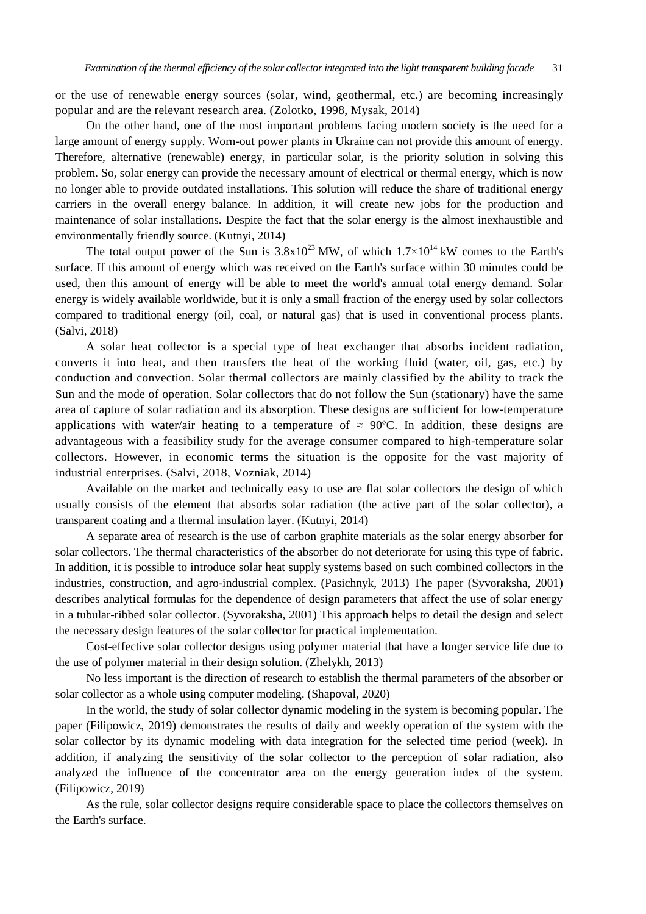or the use of renewable energy sources (solar, wind, geothermal, etc.) are becoming increasingly popular and are the relevant research area. (Zolotko, 1998, Mysak, 2014)

On the other hand, one of the most important problems facing modern society is the need for a large amount of energy supply. Worn-out power plants in Ukraine can not provide this amount of energy. Therefore, alternative (renewable) energy, in particular solar, is the priority solution in solving this problem. So, solar energy can provide the necessary amount of electrical or thermal energy, which is now no longer able to provide outdated installations. This solution will reduce the share of traditional energy carriers in the overall energy balance. In addition, it will create new jobs for the production and maintenance of solar installations. Despite the fact that the solar energy is the almost inexhaustible and environmentally friendly source. (Kutnyi, 2014)

The total output power of the Sun is $3.8x10^{23}$ MW, of which $1.7\times10^{14}$ kW comes to the Earth's surface. If this amount of energy which was received on the Earth's surface within 30 minutes could be used, then this amount of energy will be able to meet the world's annual total energy demand. Solar energy is widely available worldwide, but it is only a small fraction of the energy used by solar collectors compared to traditional energy (oil, coal, or natural gas) that is used in conventional process plants. (Salvi, 2018)

A solar heat collector is a special type of heat exchanger that absorbs incident radiation, converts it into heat, and then transfers the heat of the working fluid (water, oil, gas, etc.) by conduction and convection. Solar thermal collectors are mainly classified by the ability to track the Sun and the mode of operation. Solar collectors that do not follow the Sun (stationary) have the same area of capture of solar radiation and its absorption. These designs are sufficient for low-temperature applications with water/air heating to a temperature of $\approx$ 90ºC. In addition, these designs are advantageous with a feasibility study for the average consumer compared to high-temperature solar collectors. However, in economic terms the situation is the opposite for the vast majority of industrial enterprises. (Salvi, 2018, Vozniak, 2014)

Available on the market and technically easy to use are flat solar collectors the design of which usually consists of the element that absorbs solar radiation (the active part of the solar collector), a transparent coating and a thermal insulation layer. (Kutnyi, 2014)

A separate area of research is the use of carbon graphite materials as the solar energy absorber for solar collectors. The thermal characteristics of the absorber do not deteriorate for using this type of fabric. In addition, it is possible to introduce solar heat supply systems based on such combined collectors in the industries, construction, and agro-industrial complex. (Pasichnyk, 2013) The paper (Syvoraksha, 2001) describes analytical formulas for the dependence of design parameters that affect the use of solar energy in a tubular-ribbed solar collector. (Syvoraksha, 2001) This approach helps to detail the design and select the necessary design features of the solar collector for practical implementation.

Cost-effective solar collector designs using polymer material that have a longer service life due to the use of polymer material in their design solution. (Zhelykh, 2013)

No less important is the direction of research to establish the thermal parameters of the absorber or solar collector as a whole using computer modeling. (Shapoval, 2020)

In the world, the study of solar collector dynamic modeling in the system is becoming popular. The paper (Filipowicz, 2019) demonstrates the results of daily and weekly operation of the system with the solar collector by its dynamic modeling with data integration for the selected time period (week). In addition, if analyzing the sensitivity of the solar collector to the perception of solar radiation, also analyzed the influence of the concentrator area on the energy generation index of the system. (Filipowicz, 2019)

As the rule, solar collector designs require considerable space to place the collectors themselves on the Earth's surface.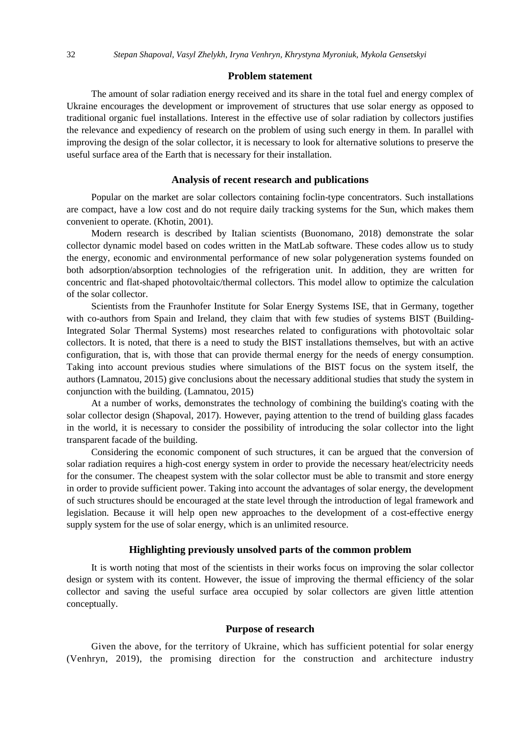## Problem statement

The amount of solar radiation energy received and its share in the total fuel and energy complex of Ukraine encourages the development or improvement of structures that use solar energy as opposed to traditional organic fuel installations. Interest in the effective use of solar radiation by collectors justifies the relevance and expediency of research on the problem of using such energy in them. In parallel with improving the design of the solar collector, it is necessary to look for alternative solutions to preserve the useful surface area of the Earth that is necessary for their installation.

## Analysis of recent research and publications

Popular on the market are solar collectors containing foclin-type concentrators. Such installations are compact, have a low cost and do not require daily tracking systems for the Sun, which makes them convenient to operate. (Khotin, 2001).

Modern research is described by Italian scientists (Buonomano, 2018) demonstrate the solar collector dynamic model based on codes written in the MatLab software. These codes allow us to study the energy, economic and environmental performance of new solar polygeneration systems founded on both adsorption/absorption technologies of the refrigeration unit. In addition, they are written for concentric and flat-shaped photovoltaic/thermal collectors. This model allow to optimize the calculation of the solar collector.

Scientists from the Fraunhofer Institute for Solar Energy Systems ISE, that in Germany, together with co-authors from Spain and Ireland, they claim that with few studies of systems BIST (Building-Integrated Solar Thermal Systems) most researches related to configurations with photovoltaic solar collectors. It is noted, that there is a need to study the BIST installations themselves, but with an active configuration, that is, with those that can provide thermal energy for the needs of energy consumption. Taking into account previous studies where simulations of the BIST focus on the system itself, the authors (Lamnatou, 2015) give conclusions about the necessary additional studies that study the system in conjunction with the building. (Lamnatou, 2015)

At a number of works, demonstrates the technology of combining the building's coating with the solar collector design (Shapoval, 2017). However, paying attention to the trend of building glass facades in the world, it is necessary to consider the possibility of introducing the solar collector into the light transparent facade of the building.

Considering the economic component of such structures, it can be argued that the conversion of solar radiation requires a high-cost energy system in order to provide the necessary heat/electricity needs for the consumer. The cheapest system with the solar collector must be able to transmit and store energy in order to provide sufficient power. Taking into account the advantages of solar energy, the development of such structures should be encouraged at the state level through the introduction of legal framework and legislation. Because it will help open new approaches to the development of a cost-effective energy supply system for the use of solar energy, which is an unlimited resource.

## Highlighting previously unsolved parts of the common problem

It is worth noting that most of the scientists in their works focus on improving the solar collector design or system with its content. However, the issue of improving the thermal efficiency of the solar collector and saving the useful surface area occupied by solar collectors are given little attention conceptually.

## Purpose of research

Given the above, for the territory of Ukraine, which has sufficient potential for solar energy (Venhryn, 2019), the promising direction for the construction and architecture industry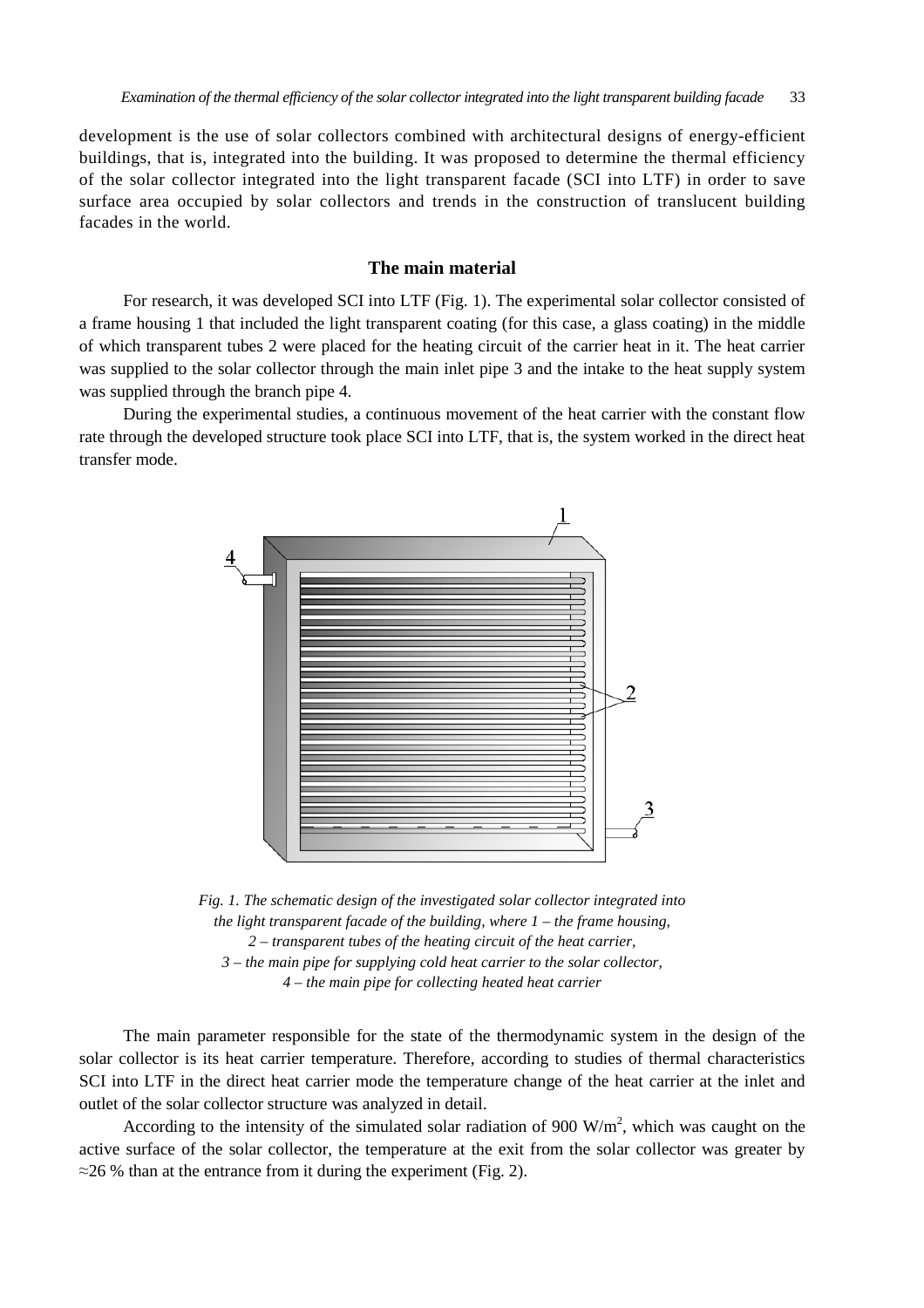development is the use of solar collectors combined with architectural designs of energy-efficient buildings, that is, integrated into the building. It was proposed to determine the thermal efficiency of the solar collector integrated into the light transparent facade (SCI into LTF) in order to save surface area occupied by solar collectors and trends in the construction of translucent building facades in the world.

## The main material

For research, it was developed SCI into LTF (Fig. 1). The experimental solar collector consisted of a frame housing 1 that included the light transparent coating (for this case, a glass coating) in the middle of which transparent tubes 2 were placed for the heating circuit of the carrier heat in it. The heat carrier was supplied to the solar collector through the main inlet pipe 3 and the intake to the heat supply system was supplied through the branch pipe 4.

During the experimental studies, a continuous movement of the heat carrier with the constant flow rate through the developed structure took place SCI into LTF, that is, the system worked in the direct heat transfer mode.

*Fig. 1. The schematic design of the investigated solar collector integrated into the light transparent facade of the building, where 1 – the frame housing, 2 – transparent tubes of the heating circuit of the heat carrier, 3 – the main pipe for supplying cold heat carrier to the solar collector, 4 – the main pipe for collecting heated heat carrier*

The main parameter responsible for the state of the thermodynamic system in the design of the solar collector is its heat carrier temperature. Therefore, according to studies of thermal characteristics SCI into LTF in the direct heat carrier mode the temperature change of the heat carrier at the inlet and outlet of the solar collector structure was analyzed in detail.

According to the intensity of the simulated solar radiation of 900 W/m$^2$, which was caught on the active surface of the solar collector, the temperature at the exit from the solar collector was greater by ≈26 % than at the entrance from it during the experiment (Fig. 2).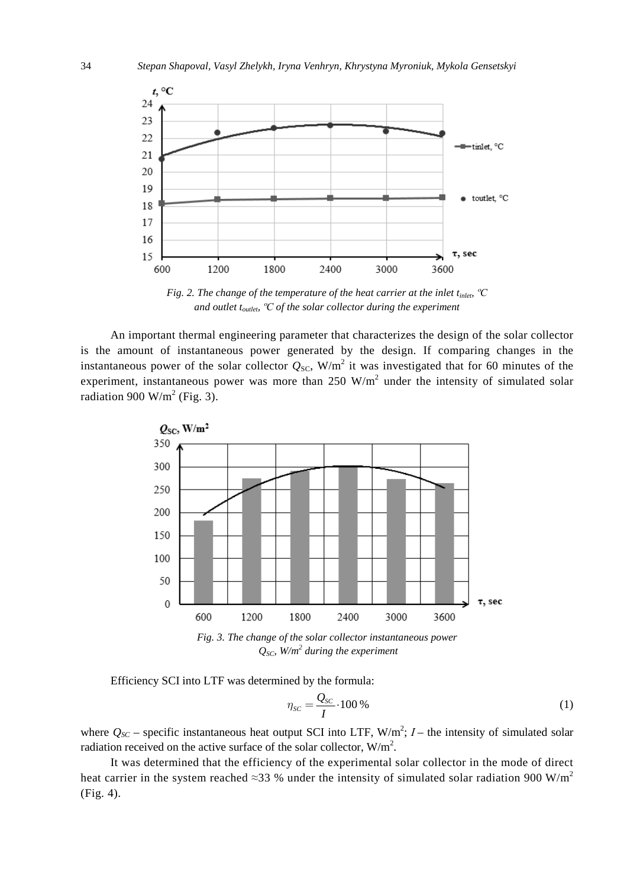*Fig. 2. The change of the temperature of the heat carrier at the inlet $t_{inlet}$, ºC and outlet $t_{outlet}$, ºC of the solar collector during the experiment*

An important thermal engineering parameter that characterizes the design of the solar collector is the amount of instantaneous power generated by the design. If comparing changes in the instantaneous power of the solar collector $Q_{SC}$, W/m$^2$ it was investigated that for 60 minutes of the experiment, instantaneous power was more than 250 W/m$^2$ under the intensity of simulated solar radiation 900 W/m$^2$ (Fig. 3).

*Fig. 3. The change of the solar collector instantaneous power $Q_{SC}$, W/m$^2$ during the experiment*

Efficiency SCI into LTF was determined by the formula:

$$\eta_{SC} = \frac{Q_{SC}}{I} \cdot 100\,\% \tag{1}$$

where $Q_{SC}$ – specific instantaneous heat output SCI into LTF, W/m$^2$; $I$ – the intensity of simulated solar radiation received on the active surface of the solar collector, W/m$^2$.

It was determined that the efficiency of the experimental solar collector in the mode of direct heat carrier in the system reached ≈33 % under the intensity of simulated solar radiation 900 W/m$^2$ (Fig. 4).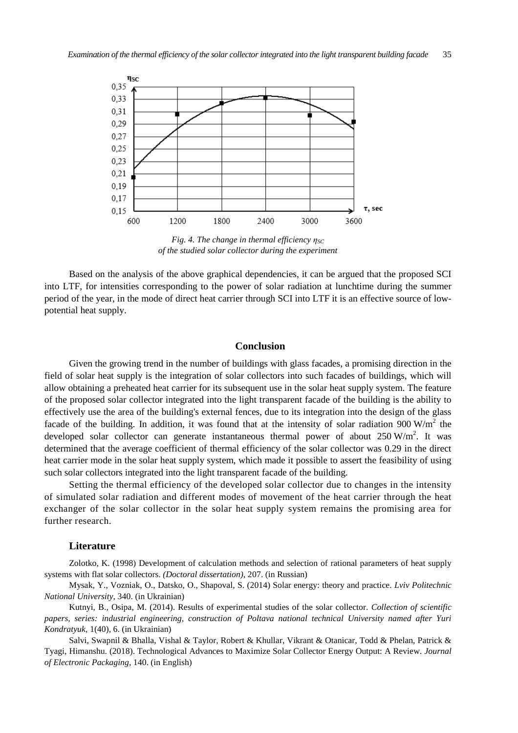*Fig. 4. The change in thermal efficiency $\eta_{SC}$ of the studied solar collector during the experiment*

Based on the analysis of the above graphical dependencies, it can be argued that the proposed SCI into LTF, for intensities corresponding to the power of solar radiation at lunchtime during the summer period of the year, in the mode of direct heat carrier through SCI into LTF it is an effective source of low-potential heat supply.

## Conclusion

Given the growing trend in the number of buildings with glass facades, a promising direction in the field of solar heat supply is the integration of solar collectors into such facades of buildings, which will allow obtaining a preheated heat carrier for its subsequent use in the solar heat supply system. The feature of the proposed solar collector integrated into the light transparent facade of the building is the ability to effectively use the area of the building's external fences, due to its integration into the design of the glass facade of the building. In addition, it was found that at the intensity of solar radiation 900 W/m$^2$ the developed solar collector can generate instantaneous thermal power of about 250 W/m$^2$. It was determined that the average coefficient of thermal efficiency of the solar collector was 0.29 in the direct heat carrier mode in the solar heat supply system, which made it possible to assert the feasibility of using such solar collectors integrated into the light transparent facade of the building.

Setting the thermal efficiency of the developed solar collector due to changes in the intensity of simulated solar radiation and different modes of movement of the heat carrier through the heat exchanger of the solar collector in the solar heat supply system remains the promising area for further research.

### Literature

Zolotko, K. (1998) Development of calculation methods and selection of rational parameters of heat supply systems with flat solar collectors. *(Doctoral dissertation)*, 207. (in Russian)

Mysak, Y., Vozniak, O., Datsko, O., Shapoval, S. (2014) Solar energy: theory and practice. *Lviv Polytechnic National University*, 340. (in Ukrainian)

Kutnyi, B., Osipa, M. (2014). Results of experimental studies of the solar collector. *Collection of scientific papers, series: industrial engineering, construction of Poltava national technical University named after Yuri Kondratyuk*, 1(40), 6. (in Ukrainian)

Salvi, Swapnil & Bhalla, Vishal & Taylor, Robert & Khullar, Vikrant & Otanicar, Todd & Phelan, Patrick & Tyagi, Himanshu. (2018). Technological Advances to Maximize Solar Collector Energy Output: A Review. *Journal of Electronic Packaging*, 140. (in English)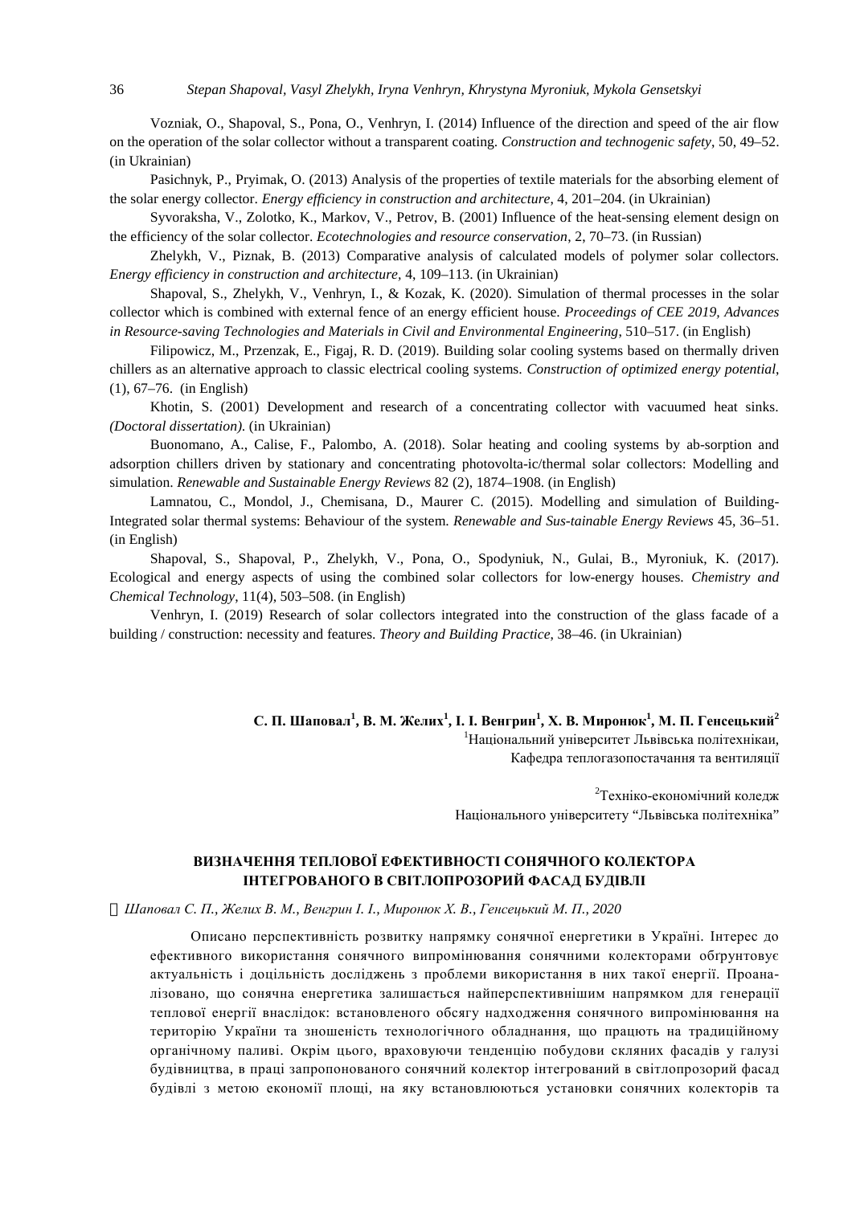Vozniak, O., Shapoval, S., Pona, O., Venhryn, I. (2014) Influence of the direction and speed of the air flow on the operation of the solar collector without a transparent coating. *Construction and technogenic safety*, 50, 49–52. (in Ukrainian)

Pasichnyk, P., Pryimak, O. (2013) Analysis of the properties of textile materials for the absorbing element of the solar energy collector. *Energy efficiency in construction and architecture*, 4, 201–204. (in Ukrainian)

Syvoraksha, V., Zolotko, K., Markov, V., Petrov, B. (2001) Influence of the heat-sensing element design on the efficiency of the solar collector. *Ecotechnologies and resource conservation*, 2, 70–73. (in Russian)

Zhelykh, V., Piznak, B. (2013) Comparative analysis of calculated models of polymer solar collectors. *Energy efficiency in construction and architecture*, 4, 109–113. (in Ukrainian)

Shapoval, S., Zhelykh, V., Venhryn, I., & Kozak, K. (2020). Simulation of thermal processes in the solar collector which is combined with external fence of an energy efficient house. *Proceedings of CEE 2019, Advances in Resource-saving Technologies and Materials in Civil and Environmental Engineering*, 510–517. (in English)

Filipowicz, M., Przenzak, E., Figaj, R. D. (2019). Building solar cooling systems based on thermally driven chillers as an alternative approach to classic electrical cooling systems. *Construction of optimized energy potential*, (1), 67–76. (in English)

Khotin, S. (2001) Development and research of a concentrating collector with vacuumed heat sinks. *(Doctoral dissertation).* (in Ukrainian)

Buonomano, A., Calise, F., Palombo, A. (2018). Solar heating and cooling systems by ab-sorption and adsorption chillers driven by stationary and concentrating photovolta-ic/thermal solar collectors: Modelling and simulation. *Renewable and Sustainable Energy Reviews* 82 (2), 1874–1908. (in English)

Lamnatou, C., Mondol, J., Chemisana, D., Maurer C. (2015). Modelling and simulation of Building-Integrated solar thermal systems: Behaviour of the system. *Renewable and Sus-tainable Energy Reviews* 45, 36–51. (in English)

Shapoval, S., Shapoval, P., Zhelykh, V., Pona, O., Spodyniuk, N., Gulai, B., Myroniuk, K. (2017). Ecological and energy aspects of using the combined solar collectors for low-energy houses. *Chemistry and Chemical Technology*, 11(4), 503–508. (in English)

Venhryn, I. (2019) Research of solar collectors integrated into the construction of the glass facade of a building / construction: necessity and features. *Theory and Building Practice*, 38–46. (in Ukrainian)

**С. П. Шаповал[1], В. М. Желих[1], І. І. Венгрин[1], Х. В. Миронюк[1], М. П. Генсецький[2]**

[1]Національний університет Львівська політехнікаи,
Кафедра теплогазопостачання та вентиляції

[2]Техніко-економічний коледж
Національного університету "Львівська політехніка"

## ВИЗНАЧЕННЯ ТЕПЛОВОЇ ЕФЕКТИВНОСТІ СОНЯЧНОГО КОЛЕКТОРА ІНТЕГРОВАНОГО В СВІТЛОПРОЗОРИЙ ФАСАД БУДІВЛІ

© *Шаповал С. П., Желих В. М., Венгрин І. І., Миронюк Х. В., Генсецький М. П., 2020*

Описано перспективність розвитку напрямку сонячної енергетики в Україні. Інтерес до ефективного використання сонячного випромінювання сонячними колекторами обґрунтовує актуальність і доцільність досліджень з проблеми використання в них такої енергії. Проаналізовано, що сонячна енергетика залишається найперспективнішим напрямком для генерації теплової енергії внаслідок: встановленого обсягу надходження сонячного випромінювання на територію України та зношеність технологічного обладнання, що працють на традиційному органічному паливі. Окрім цього, враховуючи тенденцію побудови скляних фасадів у галузі будівництва, в праці запропонованого сонячний колектор інтегрований в світлопрозорий фасад будівлі з метою економії площі, на яку встановлюються установки сонячних колекторів та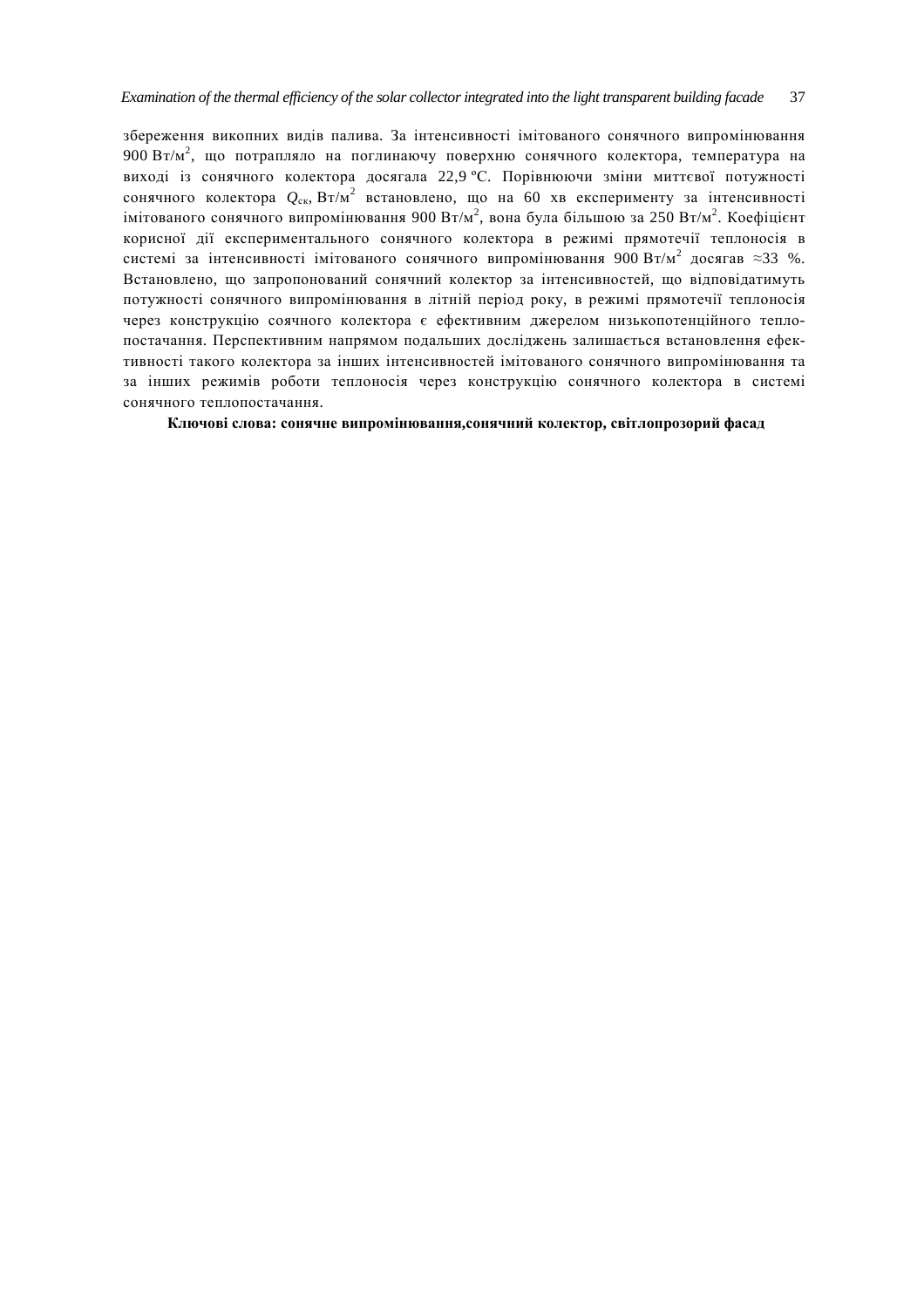збереження викопних видів палива. За інтенсивності імітованого сонячного випромінювання 900 Вт/м$^2$, що потрапляло на поглинаючу поверхню сонячного колектора, температура на виході із сонячного колектора досягала 22,9 ºС. Порівнюючи зміни миттєвої потужності сонячного колектора $Q_{ск}$, Вт/м$^2$ встановлено, що на 60 хв експерименту за інтенсивності імітованого сонячного випромінювання 900 Вт/м$^2$, вона була більшою за 250 Вт/м$^2$. Коефіцієнт корисної дії експериментального сонячного колектора в режимі прямотечії теплоносія в системі за інтенсивності імітованого сонячного випромінювання 900 Вт/м$^2$ досягав ≈33 %. Встановлено, що запропонований сонячний колектор за інтенсивностей, що відповідатимуть потужності сонячного випромінювання в літній період року, в режимі прямотечії теплоносія через конструкцію соячного колектора є ефективним джерелом низькопотенційного теплопостачання. Перспективним напрямом подальших досліджень залишається встановлення ефективності такого колектора за інших інтенсивностей імітованого сонячного випромінювання та за інших режимів роботи теплоносія через конструкцію сонячного колектора в системі сонячного теплопостачання.

**Ключові слова: сонячне випромінювання,сонячний колектор, світлопрозорий фасад**